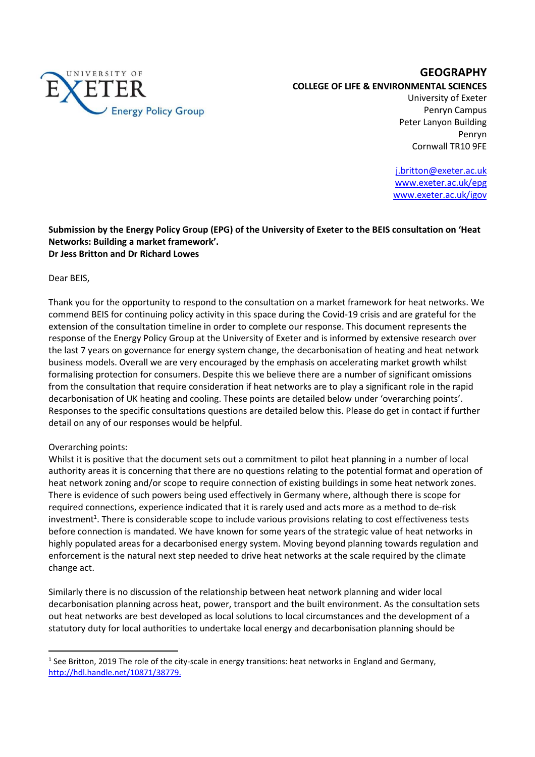University of Exeter Energy Policy Group

**GEOGRAPHY**
**COLLEGE OF LIFE & ENVIRONMENTAL SCIENCES**
University of Exeter
Penryn Campus
Peter Lanyon Building
Penryn
Cornwall TR10 9FE

j.britton@exeter.ac.uk
www.exeter.ac.uk/epg
www.exeter.ac.uk/igov

**Submission by the Energy Policy Group (EPG) of the University of Exeter to the BEIS consultation on 'Heat Networks: Building a market framework'.**
**Dr Jess Britton and Dr Richard Lowes**

Dear BEIS,

Thank you for the opportunity to respond to the consultation on a market framework for heat networks. We commend BEIS for continuing policy activity in this space during the Covid-19 crisis and are grateful for the extension of the consultation timeline in order to complete our response. This document represents the response of the Energy Policy Group at the University of Exeter and is informed by extensive research over the last 7 years on governance for energy system change, the decarbonisation of heating and heat network business models. Overall we are very encouraged by the emphasis on accelerating market growth whilst formalising protection for consumers. Despite this we believe there are a number of significant omissions from the consultation that require consideration if heat networks are to play a significant role in the rapid decarbonisation of UK heating and cooling. These points are detailed below under 'overarching points'. Responses to the specific consultations questions are detailed below this. Please do get in contact if further detail on any of our responses would be helpful.

Overarching points:
Whilst it is positive that the document sets out a commitment to pilot heat planning in a number of local authority areas it is concerning that there are no questions relating to the potential format and operation of heat network zoning and/or scope to require connection of existing buildings in some heat network zones. There is evidence of such powers being used effectively in Germany where, although there is scope for required connections, experience indicated that it is rarely used and acts more as a method to de-risk investment[1]. There is considerable scope to include various provisions relating to cost effectiveness tests before connection is mandated. We have known for some years of the strategic value of heat networks in highly populated areas for a decarbonised energy system. Moving beyond planning towards regulation and enforcement is the natural next step needed to drive heat networks at the scale required by the climate change act.

Similarly there is no discussion of the relationship between heat network planning and wider local decarbonisation planning across heat, power, transport and the built environment. As the consultation sets out heat networks are best developed as local solutions to local circumstances and the development of a statutory duty for local authorities to undertake local energy and decarbonisation planning should be

[1] See Britton, 2019 The role of the city-scale in energy transitions: heat networks in England and Germany, http://hdl.handle.net/10871/38779.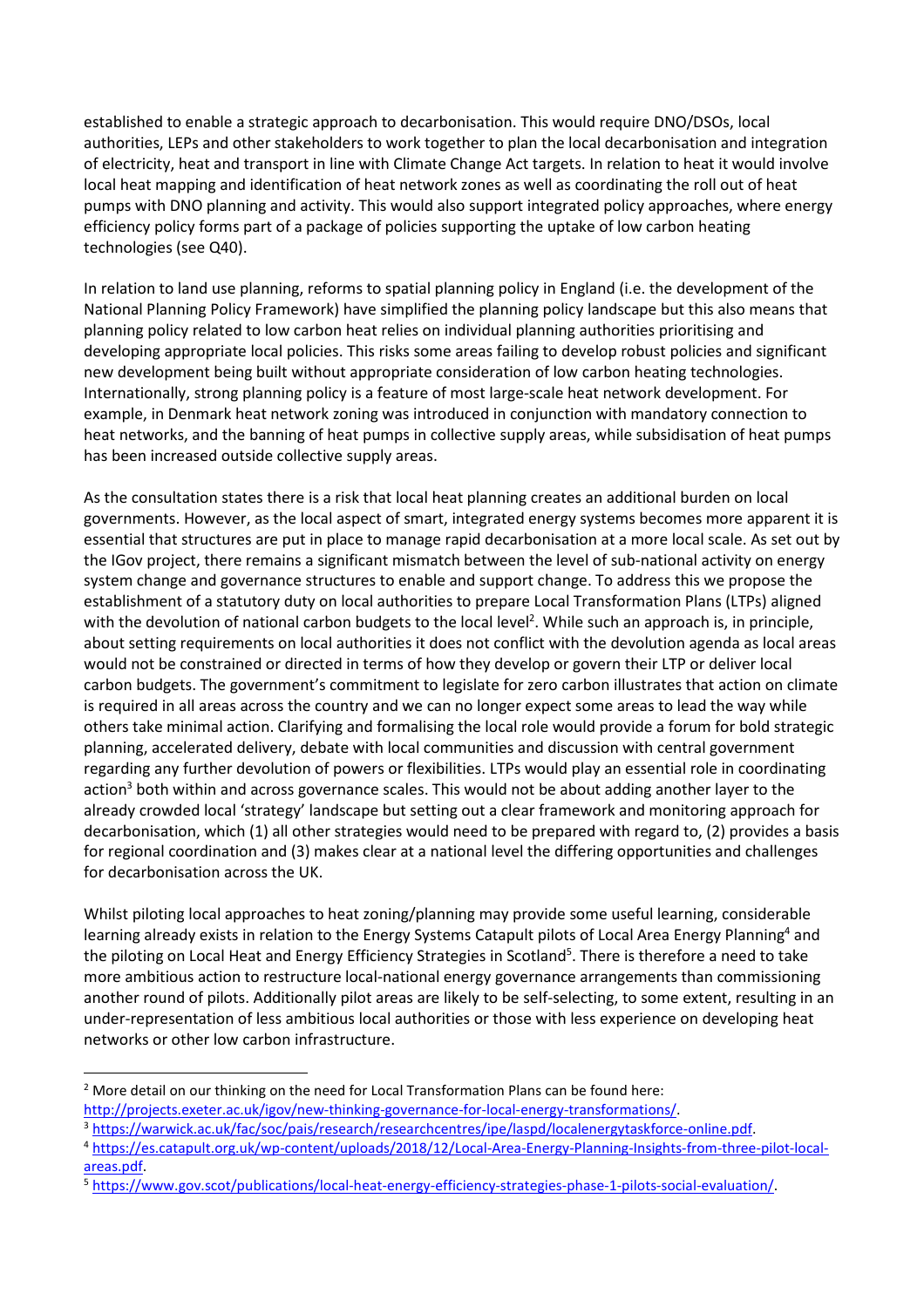established to enable a strategic approach to decarbonisation. This would require DNO/DSOs, local authorities, LEPs and other stakeholders to work together to plan the local decarbonisation and integration of electricity, heat and transport in line with Climate Change Act targets. In relation to heat it would involve local heat mapping and identification of heat network zones as well as coordinating the roll out of heat pumps with DNO planning and activity. This would also support integrated policy approaches, where energy efficiency policy forms part of a package of policies supporting the uptake of low carbon heating technologies (see Q40).

In relation to land use planning, reforms to spatial planning policy in England (i.e. the development of the National Planning Policy Framework) have simplified the planning policy landscape but this also means that planning policy related to low carbon heat relies on individual planning authorities prioritising and developing appropriate local policies. This risks some areas failing to develop robust policies and significant new development being built without appropriate consideration of low carbon heating technologies. Internationally, strong planning policy is a feature of most large-scale heat network development. For example, in Denmark heat network zoning was introduced in conjunction with mandatory connection to heat networks, and the banning of heat pumps in collective supply areas, while subsidisation of heat pumps has been increased outside collective supply areas.

As the consultation states there is a risk that local heat planning creates an additional burden on local governments. However, as the local aspect of smart, integrated energy systems becomes more apparent it is essential that structures are put in place to manage rapid decarbonisation at a more local scale. As set out by the IGov project, there remains a significant mismatch between the level of sub-national activity on energy system change and governance structures to enable and support change. To address this we propose the establishment of a statutory duty on local authorities to prepare Local Transformation Plans (LTPs) aligned with the devolution of national carbon budgets to the local level[2]. While such an approach is, in principle, about setting requirements on local authorities it does not conflict with the devolution agenda as local areas would not be constrained or directed in terms of how they develop or govern their LTP or deliver local carbon budgets. The government's commitment to legislate for zero carbon illustrates that action on climate is required in all areas across the country and we can no longer expect some areas to lead the way while others take minimal action. Clarifying and formalising the local role would provide a forum for bold strategic planning, accelerated delivery, debate with local communities and discussion with central government regarding any further devolution of powers or flexibilities. LTPs would play an essential role in coordinating action[3] both within and across governance scales. This would not be about adding another layer to the already crowded local 'strategy' landscape but setting out a clear framework and monitoring approach for decarbonisation, which (1) all other strategies would need to be prepared with regard to, (2) provides a basis for regional coordination and (3) makes clear at a national level the differing opportunities and challenges for decarbonisation across the UK.

Whilst piloting local approaches to heat zoning/planning may provide some useful learning, considerable learning already exists in relation to the Energy Systems Catapult pilots of Local Area Energy Planning[4] and the piloting on Local Heat and Energy Efficiency Strategies in Scotland[5]. There is therefore a need to take more ambitious action to restructure local-national energy governance arrangements than commissioning another round of pilots. Additionally pilot areas are likely to be self-selecting, to some extent, resulting in an under-representation of less ambitious local authorities or those with less experience on developing heat networks or other low carbon infrastructure.

---

[2] More detail on our thinking on the need for Local Transformation Plans can be found here: http://projects.exeter.ac.uk/igov/new-thinking-governance-for-local-energy-transformations/.

[3] https://warwick.ac.uk/fac/soc/pais/research/researchcentres/ipe/laspd/localenergytaskforce-online.pdf.

[4] https://es.catapult.org.uk/wp-content/uploads/2018/12/Local-Area-Energy-Planning-Insights-from-three-pilot-local-areas.pdf.

[5] https://www.gov.scot/publications/local-heat-energy-efficiency-strategies-phase-1-pilots-social-evaluation/.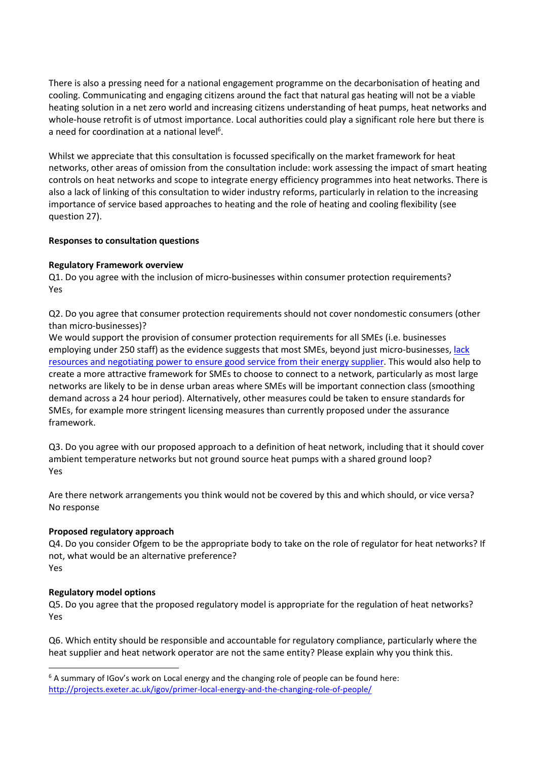There is also a pressing need for a national engagement programme on the decarbonisation of heating and cooling. Communicating and engaging citizens around the fact that natural gas heating will not be a viable heating solution in a net zero world and increasing citizens understanding of heat pumps, heat networks and whole-house retrofit is of utmost importance. Local authorities could play a significant role here but there is a need for coordination at a national level[6].

Whilst we appreciate that this consultation is focussed specifically on the market framework for heat networks, other areas of omission from the consultation include: work assessing the impact of smart heating controls on heat networks and scope to integrate energy efficiency programmes into heat networks. There is also a lack of linking of this consultation to wider industry reforms, particularly in relation to the increasing importance of service based approaches to heating and the role of heating and cooling flexibility (see question 27).

**Responses to consultation questions**

**Regulatory Framework overview**

Q1. Do you agree with the inclusion of micro-businesses within consumer protection requirements?
Yes

Q2. Do you agree that consumer protection requirements should not cover nondomestic consumers (other than micro-businesses)?
We would support the provision of consumer protection requirements for all SMEs (i.e. businesses employing under 250 staff) as the evidence suggests that most SMEs, beyond just micro-businesses, lack resources and negotiating power to ensure good service from their energy supplier. This would also help to create a more attractive framework for SMEs to choose to connect to a network, particularly as most large networks are likely to be in dense urban areas where SMEs will be important connection class (smoothing demand across a 24 hour period). Alternatively, other measures could be taken to ensure standards for SMEs, for example more stringent licensing measures than currently proposed under the assurance framework.

Q3. Do you agree with our proposed approach to a definition of heat network, including that it should cover ambient temperature networks but not ground source heat pumps with a shared ground loop?
Yes

Are there network arrangements you think would not be covered by this and which should, or vice versa?
No response

**Proposed regulatory approach**

Q4. Do you consider Ofgem to be the appropriate body to take on the role of regulator for heat networks? If not, what would be an alternative preference?
Yes

**Regulatory model options**

Q5. Do you agree that the proposed regulatory model is appropriate for the regulation of heat networks?
Yes

Q6. Which entity should be responsible and accountable for regulatory compliance, particularly where the heat supplier and heat network operator are not the same entity? Please explain why you think this.

---

[6] A summary of IGov's work on Local energy and the changing role of people can be found here: http://projects.exeter.ac.uk/igov/primer-local-energy-and-the-changing-role-of-people/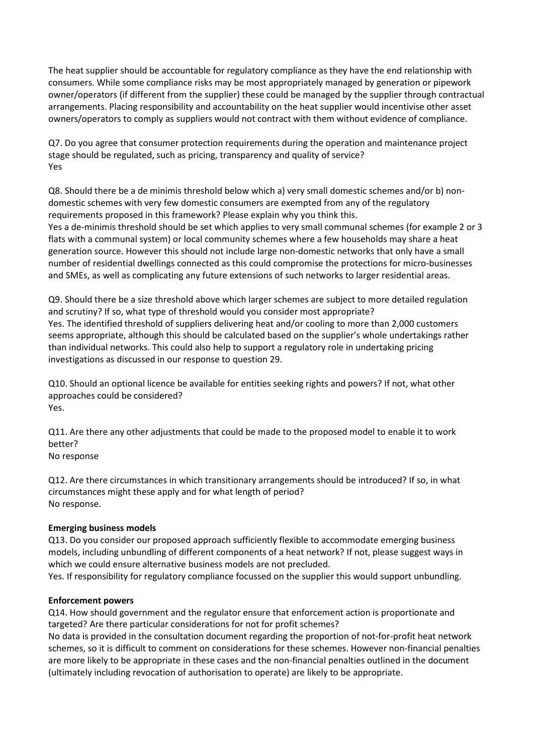The heat supplier should be accountable for regulatory compliance as they have the end relationship with consumers. While some compliance risks may be most appropriately managed by generation or pipework owner/operators (if different from the supplier) these could be managed by the supplier through contractual arrangements. Placing responsibility and accountability on the heat supplier would incentivise other asset owners/operators to comply as suppliers would not contract with them without evidence of compliance.

Q7. Do you agree that consumer protection requirements during the operation and maintenance project stage should be regulated, such as pricing, transparency and quality of service?
Yes

Q8. Should there be a de minimis threshold below which a) very small domestic schemes and/or b) non-domestic schemes with very few domestic consumers are exempted from any of the regulatory requirements proposed in this framework? Please explain why you think this.
Yes a de-minimis threshold should be set which applies to very small communal schemes (for example 2 or 3 flats with a communal system) or local community schemes where a few households may share a heat generation source. However this should not include large non-domestic networks that only have a small number of residential dwellings connected as this could compromise the protections for micro-businesses and SMEs, as well as complicating any future extensions of such networks to larger residential areas.

Q9. Should there be a size threshold above which larger schemes are subject to more detailed regulation and scrutiny? If so, what type of threshold would you consider most appropriate?
Yes. The identified threshold of suppliers delivering heat and/or cooling to more than 2,000 customers seems appropriate, although this should be calculated based on the supplier's whole undertakings rather than individual networks. This could also help to support a regulatory role in undertaking pricing investigations as discussed in our response to question 29.

Q10. Should an optional licence be available for entities seeking rights and powers? If not, what other approaches could be considered?
Yes.

Q11. Are there any other adjustments that could be made to the proposed model to enable it to work better?
No response

Q12. Are there circumstances in which transitional arrangements should be introduced? If so, in what circumstances might these apply and for what length of period?
No response.

**Emerging business models**

Q13. Do you consider our proposed approach sufficiently flexible to accommodate emerging business models, including unbundling of different components of a heat network? If not, please suggest ways in which we could ensure alternative business models are not precluded.
Yes. If responsibility for regulatory compliance focussed on the supplier this would support unbundling.

**Enforcement powers**

Q14. How should government and the regulator ensure that enforcement action is proportionate and targeted? Are there particular considerations for not for profit schemes?
No data is provided in the consultation document regarding the proportion of not-for-profit heat network schemes, so it is difficult to comment on considerations for these schemes. However non-financial penalties are more likely to be appropriate in these cases and the non-financial penalties outlined in the document (ultimately including revocation of authorisation to operate) are likely to be appropriate.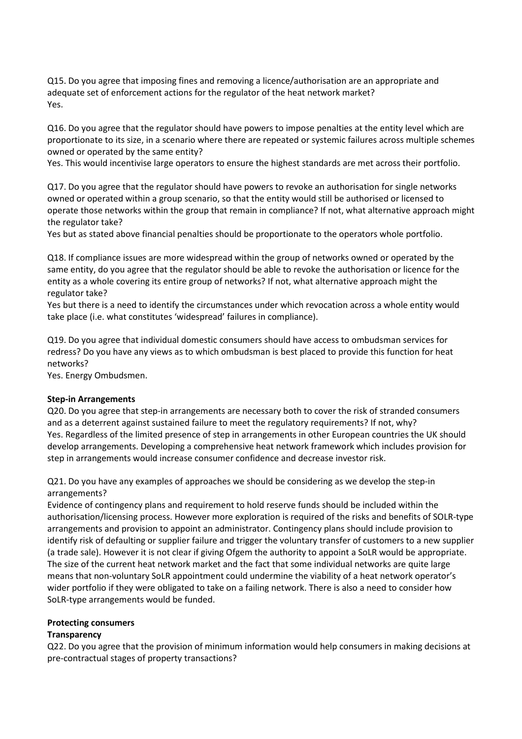Q15. Do you agree that imposing fines and removing a licence/authorisation are an appropriate and adequate set of enforcement actions for the regulator of the heat network market?
Yes.

Q16. Do you agree that the regulator should have powers to impose penalties at the entity level which are proportionate to its size, in a scenario where there are repeated or systemic failures across multiple schemes owned or operated by the same entity?
Yes. This would incentivise large operators to ensure the highest standards are met across their portfolio.

Q17. Do you agree that the regulator should have powers to revoke an authorisation for single networks owned or operated within a group scenario, so that the entity would still be authorised or licensed to operate those networks within the group that remain in compliance? If not, what alternative approach might the regulator take?
Yes but as stated above financial penalties should be proportionate to the operators whole portfolio.

Q18. If compliance issues are more widespread within the group of networks owned or operated by the same entity, do you agree that the regulator should be able to revoke the authorisation or licence for the entity as a whole covering its entire group of networks? If not, what alternative approach might the regulator take?
Yes but there is a need to identify the circumstances under which revocation across a whole entity would take place (i.e. what constitutes 'widespread' failures in compliance).

Q19. Do you agree that individual domestic consumers should have access to ombudsman services for redress? Do you have any views as to which ombudsman is best placed to provide this function for heat networks?
Yes. Energy Ombudsmen.

**Step-in Arrangements**
Q20. Do you agree that step-in arrangements are necessary both to cover the risk of stranded consumers and as a deterrent against sustained failure to meet the regulatory requirements? If not, why?
Yes. Regardless of the limited presence of step in arrangements in other European countries the UK should develop arrangements. Developing a comprehensive heat network framework which includes provision for step in arrangements would increase consumer confidence and decrease investor risk.

Q21. Do you have any examples of approaches we should be considering as we develop the step-in arrangements?
Evidence of contingency plans and requirement to hold reserve funds should be included within the authorisation/licensing process. However more exploration is required of the risks and benefits of SOLR-type arrangements and provision to appoint an administrator. Contingency plans should include provision to identify risk of defaulting or supplier failure and trigger the voluntary transfer of customers to a new supplier (a trade sale). However it is not clear if giving Ofgem the authority to appoint a SoLR would be appropriate. The size of the current heat network market and the fact that some individual networks are quite large means that non-voluntary SoLR appointment could undermine the viability of a heat network operator's wider portfolio if they were obligated to take on a failing network. There is also a need to consider how SoLR-type arrangements would be funded.

**Protecting consumers**
**Transparency**
Q22. Do you agree that the provision of minimum information would help consumers in making decisions at pre-contractual stages of property transactions?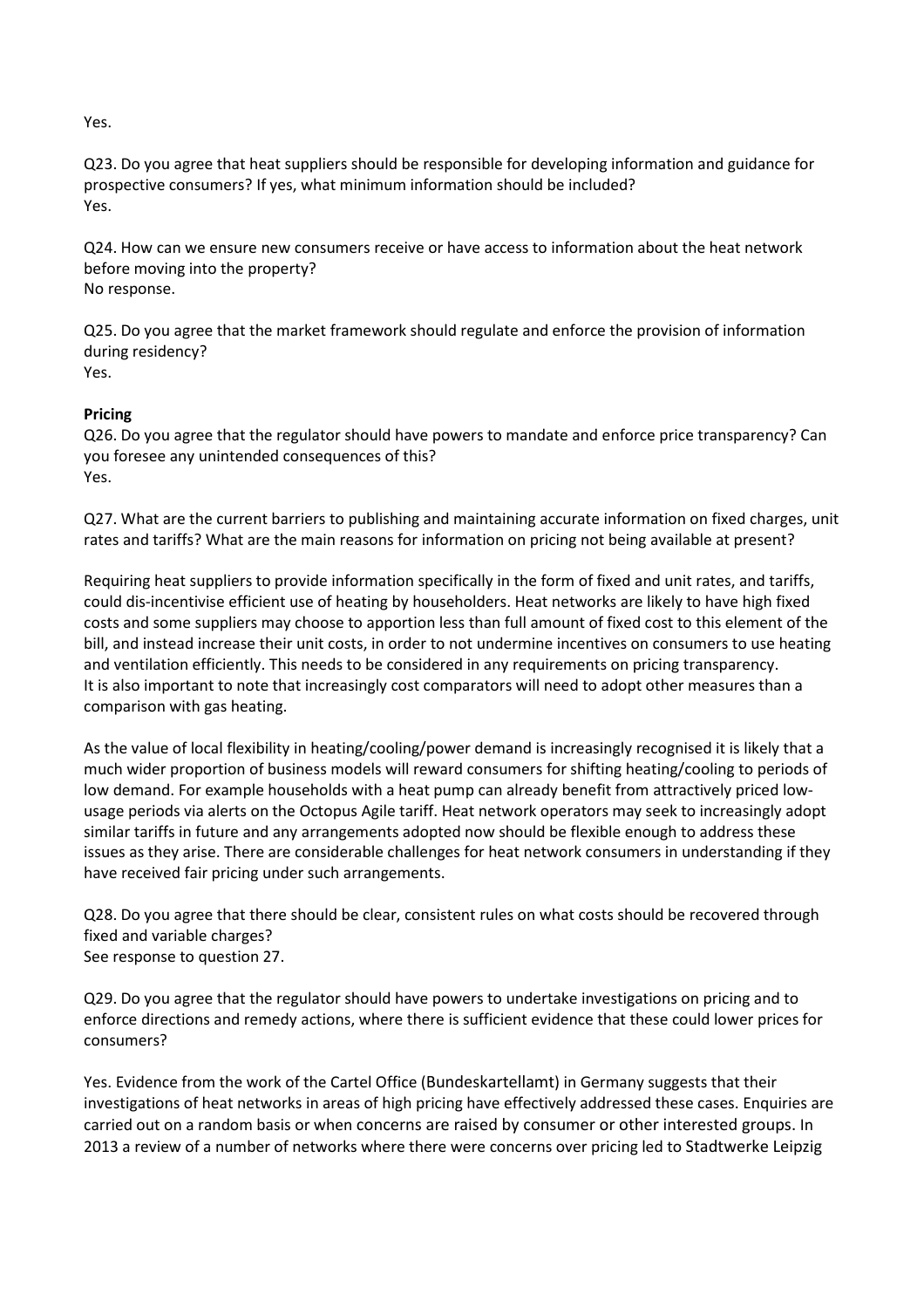Yes.

Q23. Do you agree that heat suppliers should be responsible for developing information and guidance for prospective consumers? If yes, what minimum information should be included?
Yes.

Q24. How can we ensure new consumers receive or have access to information about the heat network before moving into the property?
No response.

Q25. Do you agree that the market framework should regulate and enforce the provision of information during residency?
Yes.

**Pricing**

Q26. Do you agree that the regulator should have powers to mandate and enforce price transparency? Can you foresee any unintended consequences of this?
Yes.

Q27. What are the current barriers to publishing and maintaining accurate information on fixed charges, unit rates and tariffs? What are the main reasons for information on pricing not being available at present?

Requiring heat suppliers to provide information specifically in the form of fixed and unit rates, and tariffs, could dis-incentivise efficient use of heating by householders. Heat networks are likely to have high fixed costs and some suppliers may choose to apportion less than full amount of fixed cost to this element of the bill, and instead increase their unit costs, in order to not undermine incentives on consumers to use heating and ventilation efficiently. This needs to be considered in any requirements on pricing transparency.
It is also important to note that increasingly cost comparators will need to adopt other measures than a comparison with gas heating.

As the value of local flexibility in heating/cooling/power demand is increasingly recognised it is likely that a much wider proportion of business models will reward consumers for shifting heating/cooling to periods of low demand. For example households with a heat pump can already benefit from attractively priced low-usage periods via alerts on the Octopus Agile tariff. Heat network operators may seek to increasingly adopt similar tariffs in future and any arrangements adopted now should be flexible enough to address these issues as they arise. There are considerable challenges for heat network consumers in understanding if they have received fair pricing under such arrangements.

Q28. Do you agree that there should be clear, consistent rules on what costs should be recovered through fixed and variable charges?
See response to question 27.

Q29. Do you agree that the regulator should have powers to undertake investigations on pricing and to enforce directions and remedy actions, where there is sufficient evidence that these could lower prices for consumers?

Yes. Evidence from the work of the Cartel Office (Bundeskartellamt) in Germany suggests that their investigations of heat networks in areas of high pricing have effectively addressed these cases. Enquiries are carried out on a random basis or when concerns are raised by consumer or other interested groups. In 2013 a review of a number of networks where there were concerns over pricing led to Stadtwerke Leipzig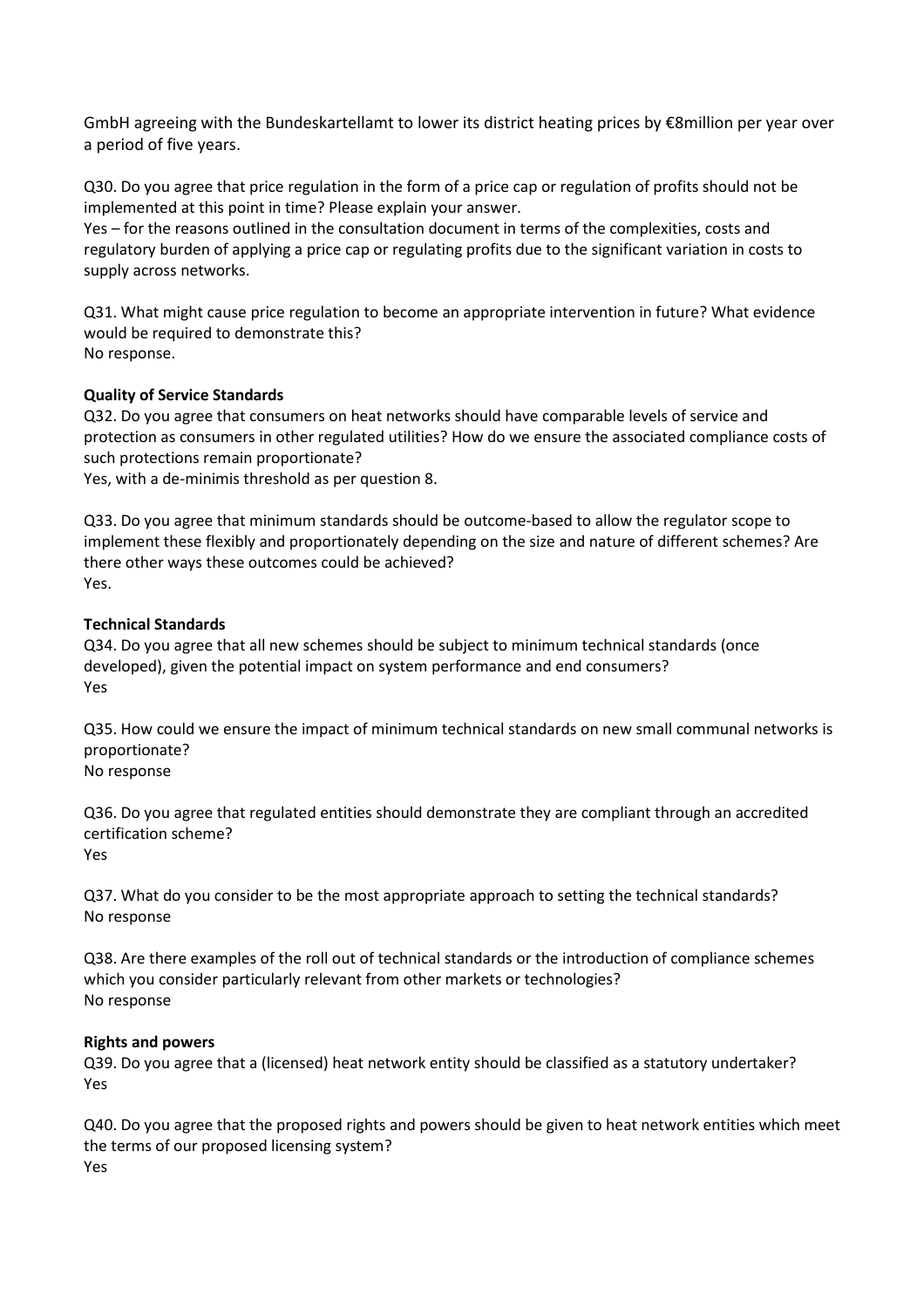GmbH agreeing with the Bundeskartellamt to lower its district heating prices by €8million per year over a period of five years.

Q30. Do you agree that price regulation in the form of a price cap or regulation of profits should not be implemented at this point in time? Please explain your answer.
Yes – for the reasons outlined in the consultation document in terms of the complexities, costs and regulatory burden of applying a price cap or regulating profits due to the significant variation in costs to supply across networks.

Q31. What might cause price regulation to become an appropriate intervention in future? What evidence would be required to demonstrate this?
No response.

**Quality of Service Standards**

Q32. Do you agree that consumers on heat networks should have comparable levels of service and protection as consumers in other regulated utilities? How do we ensure the associated compliance costs of such protections remain proportionate?
Yes, with a de-minimis threshold as per question 8.

Q33. Do you agree that minimum standards should be outcome-based to allow the regulator scope to implement these flexibly and proportionately depending on the size and nature of different schemes? Are there other ways these outcomes could be achieved?
Yes.

**Technical Standards**

Q34. Do you agree that all new schemes should be subject to minimum technical standards (once developed), given the potential impact on system performance and end consumers?
Yes

Q35. How could we ensure the impact of minimum technical standards on new small communal networks is proportionate?
No response

Q36. Do you agree that regulated entities should demonstrate they are compliant through an accredited certification scheme?
Yes

Q37. What do you consider to be the most appropriate approach to setting the technical standards?
No response

Q38. Are there examples of the roll out of technical standards or the introduction of compliance schemes which you consider particularly relevant from other markets or technologies?
No response

**Rights and powers**

Q39. Do you agree that a (licensed) heat network entity should be classified as a statutory undertaker?
Yes

Q40. Do you agree that the proposed rights and powers should be given to heat network entities which meet the terms of our proposed licensing system?
Yes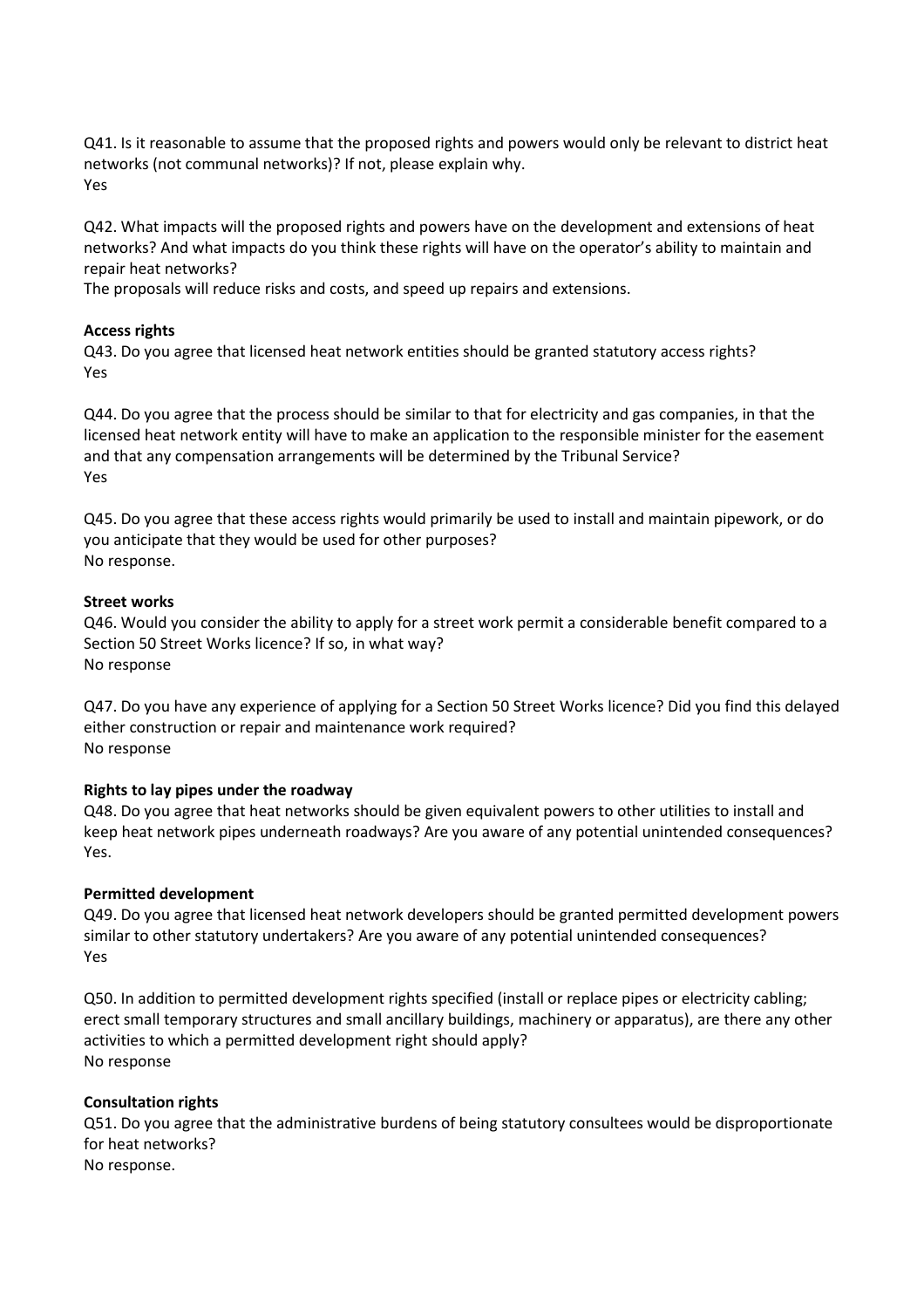Q41. Is it reasonable to assume that the proposed rights and powers would only be relevant to district heat networks (not communal networks)? If not, please explain why.
Yes

Q42. What impacts will the proposed rights and powers have on the development and extensions of heat networks? And what impacts do you think these rights will have on the operator's ability to maintain and repair heat networks?
The proposals will reduce risks and costs, and speed up repairs and extensions.

**Access rights**

Q43. Do you agree that licensed heat network entities should be granted statutory access rights?
Yes

Q44. Do you agree that the process should be similar to that for electricity and gas companies, in that the licensed heat network entity will have to make an application to the responsible minister for the easement and that any compensation arrangements will be determined by the Tribunal Service?
Yes

Q45. Do you agree that these access rights would primarily be used to install and maintain pipework, or do you anticipate that they would be used for other purposes?
No response.

**Street works**

Q46. Would you consider the ability to apply for a street work permit a considerable benefit compared to a Section 50 Street Works licence? If so, in what way?
No response

Q47. Do you have any experience of applying for a Section 50 Street Works licence? Did you find this delayed either construction or repair and maintenance work required?
No response

**Rights to lay pipes under the roadway**

Q48. Do you agree that heat networks should be given equivalent powers to other utilities to install and keep heat network pipes underneath roadways? Are you aware of any potential unintended consequences?
Yes.

**Permitted development**

Q49. Do you agree that licensed heat network developers should be granted permitted development powers similar to other statutory undertakers? Are you aware of any potential unintended consequences?
Yes

Q50. In addition to permitted development rights specified (install or replace pipes or electricity cabling; erect small temporary structures and small ancillary buildings, machinery or apparatus), are there any other activities to which a permitted development right should apply?
No response

**Consultation rights**

Q51. Do you agree that the administrative burdens of being statutory consultees would be disproportionate for heat networks?
No response.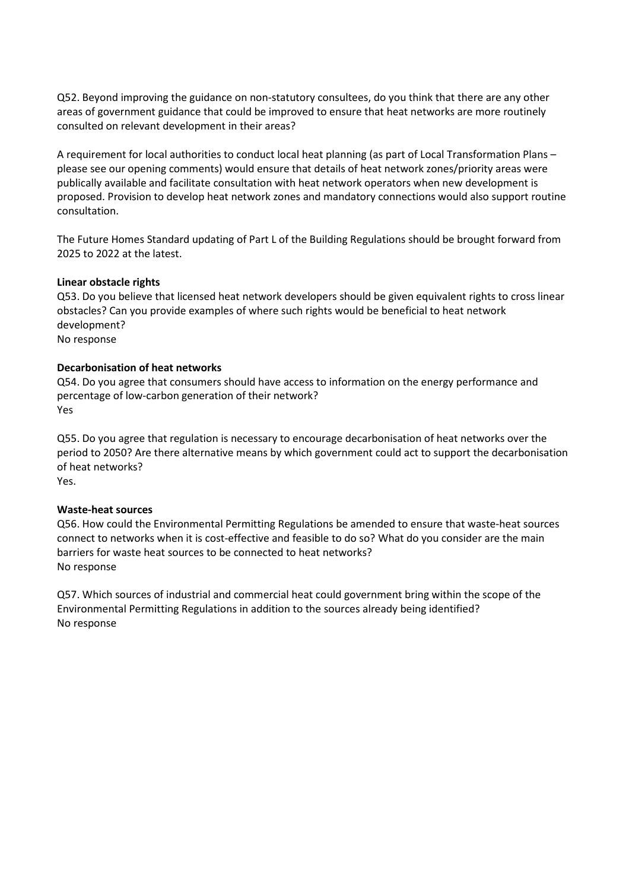Q52. Beyond improving the guidance on non-statutory consultees, do you think that there are any other areas of government guidance that could be improved to ensure that heat networks are more routinely consulted on relevant development in their areas?

A requirement for local authorities to conduct local heat planning (as part of Local Transformation Plans – please see our opening comments) would ensure that details of heat network zones/priority areas were publically available and facilitate consultation with heat network operators when new development is proposed. Provision to develop heat network zones and mandatory connections would also support routine consultation.

The Future Homes Standard updating of Part L of the Building Regulations should be brought forward from 2025 to 2022 at the latest.

**Linear obstacle rights**

Q53. Do you believe that licensed heat network developers should be given equivalent rights to cross linear obstacles? Can you provide examples of where such rights would be beneficial to heat network development?
No response

**Decarbonisation of heat networks**

Q54. Do you agree that consumers should have access to information on the energy performance and percentage of low-carbon generation of their network?
Yes

Q55. Do you agree that regulation is necessary to encourage decarbonisation of heat networks over the period to 2050? Are there alternative means by which government could act to support the decarbonisation of heat networks?
Yes.

**Waste-heat sources**

Q56. How could the Environmental Permitting Regulations be amended to ensure that waste-heat sources connect to networks when it is cost-effective and feasible to do so? What do you consider are the main barriers for waste heat sources to be connected to heat networks?
No response

Q57. Which sources of industrial and commercial heat could government bring within the scope of the Environmental Permitting Regulations in addition to the sources already being identified?
No response